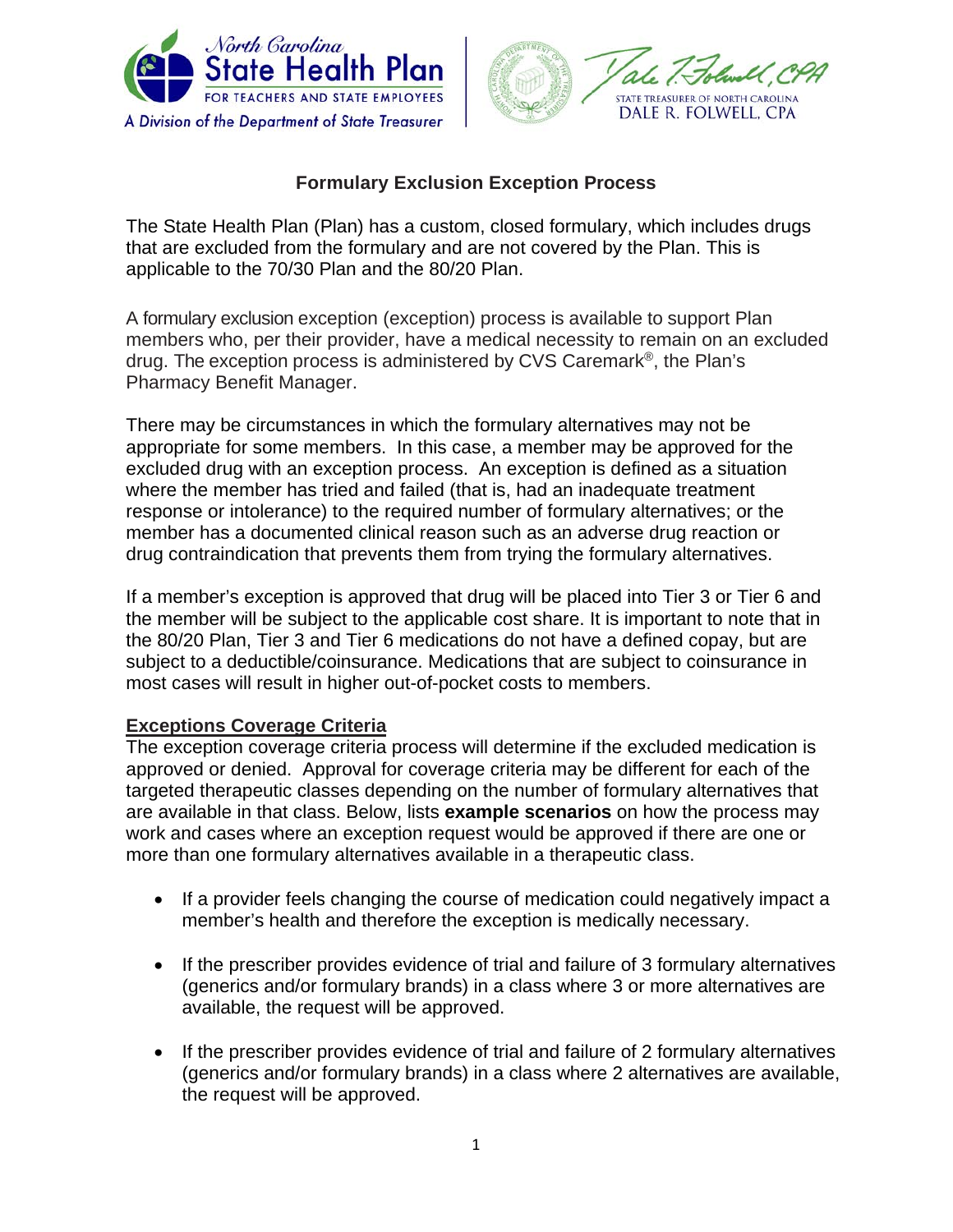North Carolina State Health Plan FOR TEACHERS AND STATE EMPLOYEES

A Division of the Department of State Treasurer

STATE TREASURER OF NORTH CAROLINA
DALE R. FOLWELL, CPA

# Formulary Exclusion Exception Process

The State Health Plan (Plan) has a custom, closed formulary, which includes drugs that are excluded from the formulary and are not covered by the Plan. This is applicable to the 70/30 Plan and the 80/20 Plan.

A formulary exclusion exception (exception) process is available to support Plan members who, per their provider, have a medical necessity to remain on an excluded drug. The exception process is administered by CVS Caremark®, the Plan's Pharmacy Benefit Manager.

There may be circumstances in which the formulary alternatives may not be appropriate for some members. In this case, a member may be approved for the excluded drug with an exception process. An exception is defined as a situation where the member has tried and failed (that is, had an inadequate treatment response or intolerance) to the required number of formulary alternatives; or the member has a documented clinical reason such as an adverse drug reaction or drug contraindication that prevents them from trying the formulary alternatives.

If a member's exception is approved that drug will be placed into Tier 3 or Tier 6 and the member will be subject to the applicable cost share. It is important to note that in the 80/20 Plan, Tier 3 and Tier 6 medications do not have a defined copay, but are subject to a deductible/coinsurance. Medications that are subject to coinsurance in most cases will result in higher out-of-pocket costs to members.

## Exceptions Coverage Criteria

The exception coverage criteria process will determine if the excluded medication is approved or denied. Approval for coverage criteria may be different for each of the targeted therapeutic classes depending on the number of formulary alternatives that are available in that class. Below, lists **example scenarios** on how the process may work and cases where an exception request would be approved if there are one or more than one formulary alternatives available in a therapeutic class.

- If a provider feels changing the course of medication could negatively impact a member's health and therefore the exception is medically necessary.
- If the prescriber provides evidence of trial and failure of 3 formulary alternatives (generics and/or formulary brands) in a class where 3 or more alternatives are available, the request will be approved.
- If the prescriber provides evidence of trial and failure of 2 formulary alternatives (generics and/or formulary brands) in a class where 2 alternatives are available, the request will be approved.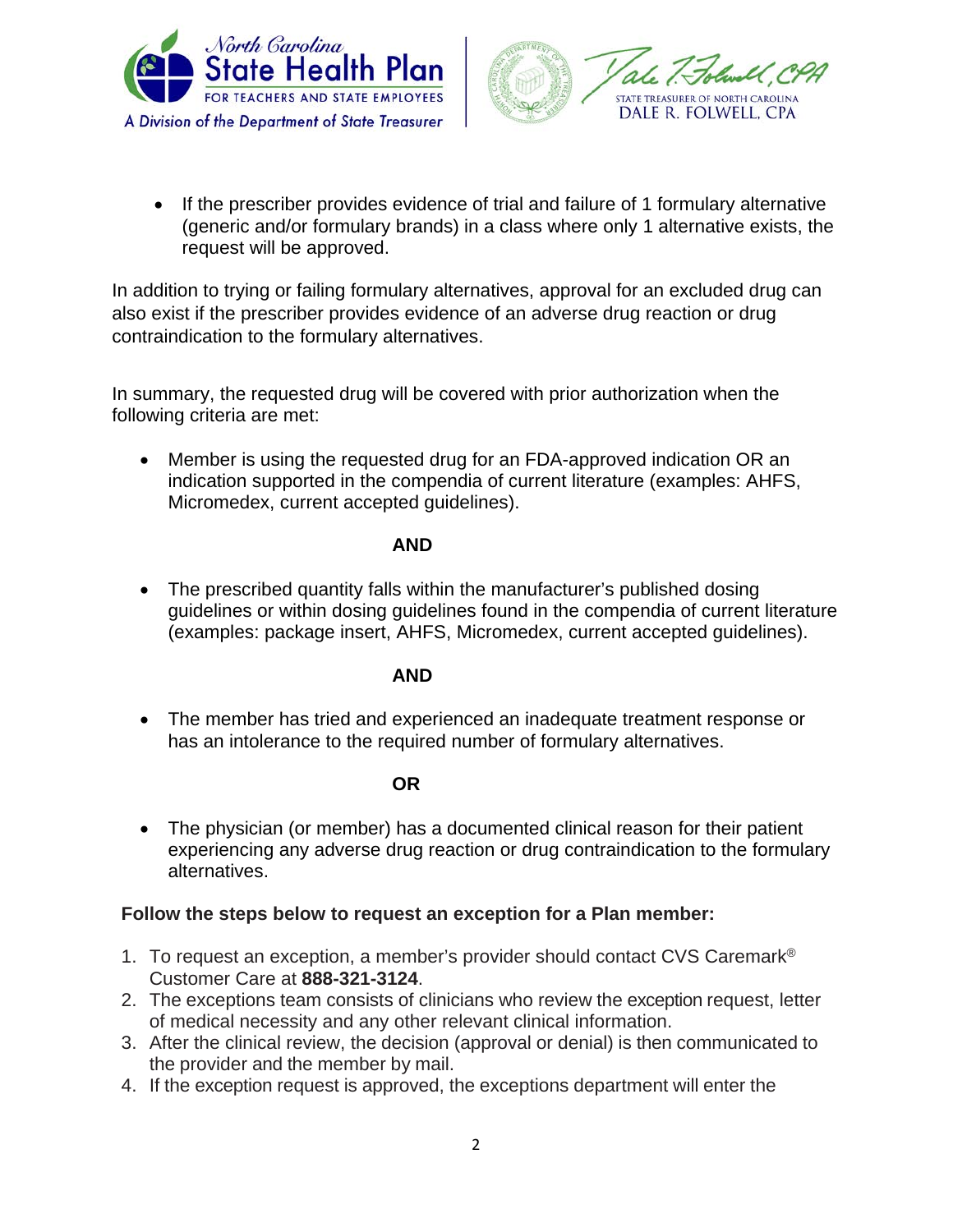- If the prescriber provides evidence of trial and failure of 1 formulary alternative (generic and/or formulary brands) in a class where only 1 alternative exists, the request will be approved.

In addition to trying or failing formulary alternatives, approval for an excluded drug can also exist if the prescriber provides evidence of an adverse drug reaction or drug contraindication to the formulary alternatives.

In summary, the requested drug will be covered with prior authorization when the following criteria are met:

- Member is using the requested drug for an FDA-approved indication OR an indication supported in the compendia of current literature (examples: AHFS, Micromedex, current accepted guidelines).

**AND**

- The prescribed quantity falls within the manufacturer's published dosing guidelines or within dosing guidelines found in the compendia of current literature (examples: package insert, AHFS, Micromedex, current accepted guidelines).

**AND**

- The member has tried and experienced an inadequate treatment response or has an intolerance to the required number of formulary alternatives.

**OR**

- The physician (or member) has a documented clinical reason for their patient experiencing any adverse drug reaction or drug contraindication to the formulary alternatives.

**Follow the steps below to request an exception for a Plan member:**

1. To request an exception, a member's provider should contact CVS Caremark® Customer Care at **888-321-3124**.
2. The exceptions team consists of clinicians who review the exception request, letter of medical necessity and any other relevant clinical information.
3. After the clinical review, the decision (approval or denial) is then communicated to the provider and the member by mail.
4. If the exception request is approved, the exceptions department will enter the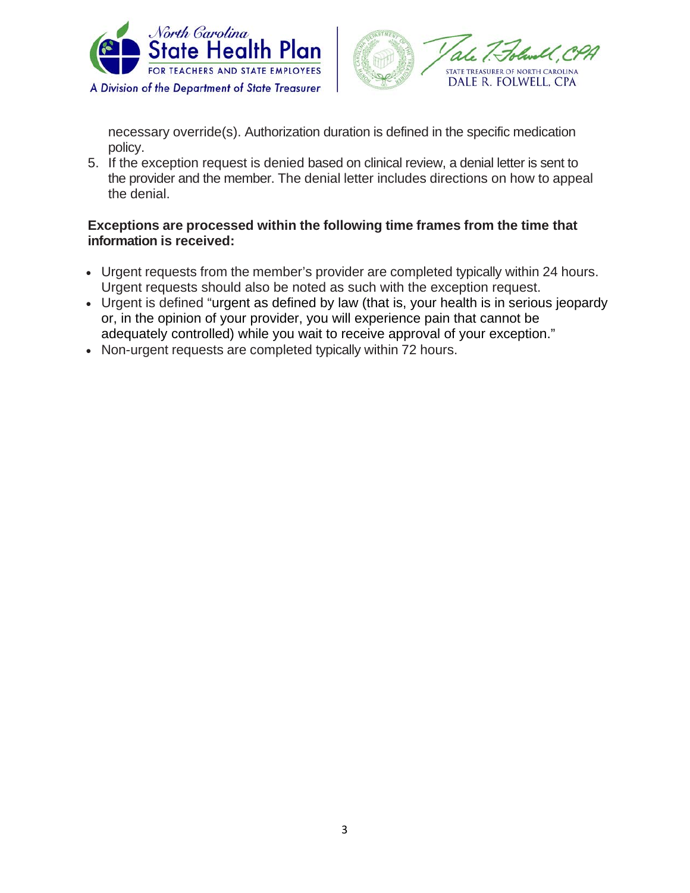necessary override(s). Authorization duration is defined in the specific medication policy.

5. If the exception request is denied based on clinical review, a denial letter is sent to the provider and the member. The denial letter includes directions on how to appeal the denial.

**Exceptions are processed within the following time frames from the time that information is received:**

- Urgent requests from the member's provider are completed typically within 24 hours. Urgent requests should also be noted as such with the exception request.
- Urgent is defined "urgent as defined by law (that is, your health is in serious jeopardy or, in the opinion of your provider, you will experience pain that cannot be adequately controlled) while you wait to receive approval of your exception."
- Non-urgent requests are completed typically within 72 hours.